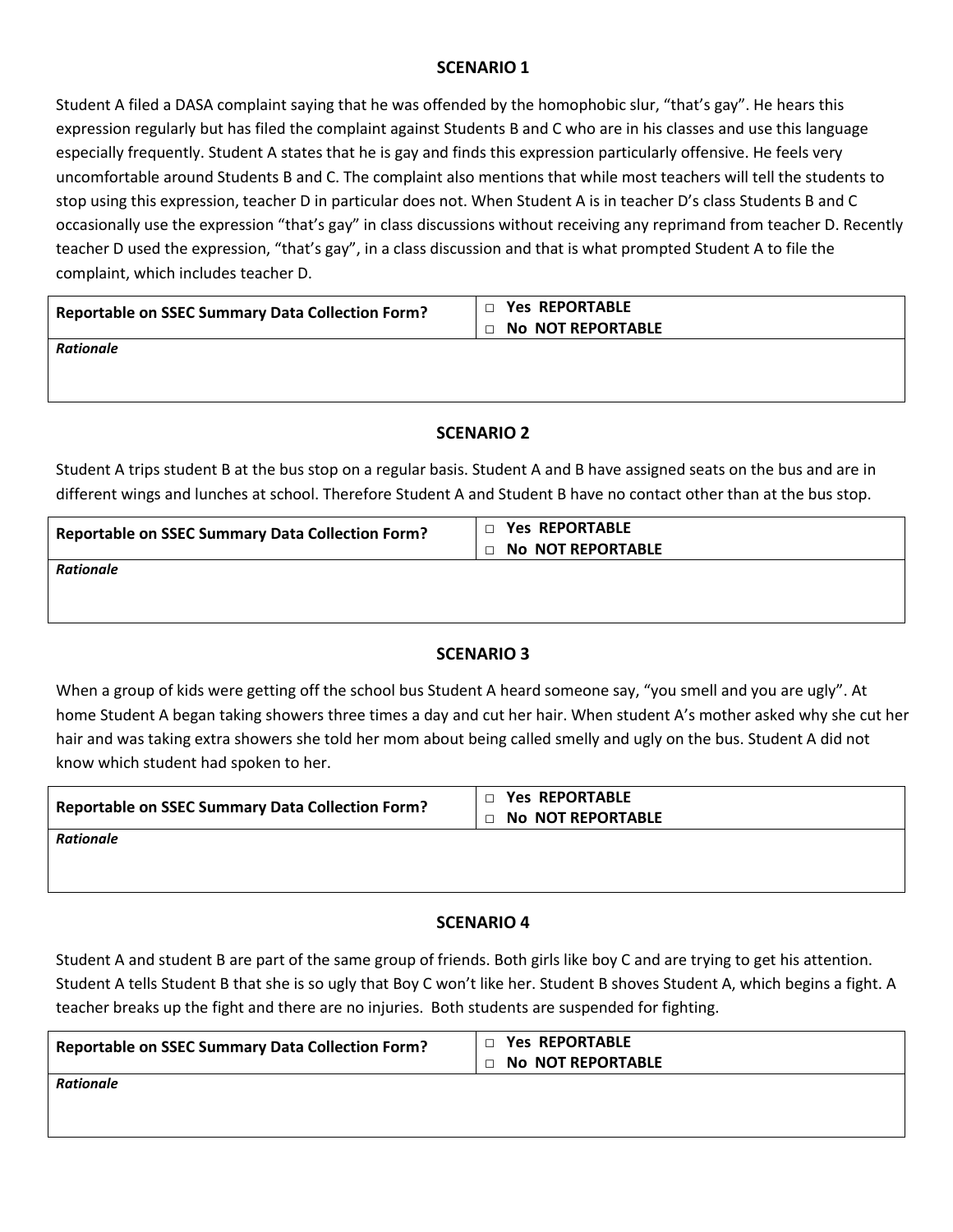## SCENARIO 1

Student A filed a DASA complaint saying that he was offended by the homophobic slur, "that's gay". He hears this expression regularly but has filed the complaint against Students B and C who are in his classes and use this language especially frequently. Student A states that he is gay and finds this expression particularly offensive. He feels very uncomfortable around Students B and C. The complaint also mentions that while most teachers will tell the students to stop using this expression, teacher D in particular does not. When Student A is in teacher D's class Students B and C occasionally use the expression "that's gay" in class discussions without receiving any reprimand from teacher D. Recently teacher D used the expression, "that's gay", in a class discussion and that is what prompted Student A to file the complaint, which includes teacher D.

| **Reportable on SSEC Summary Data Collection Form?** | □ **Yes REPORTABLE**<br>□ **No NOT REPORTABLE** |
|---|---|
| ***Rationale*** | |

## SCENARIO 2

Student A trips student B at the bus stop on a regular basis. Student A and B have assigned seats on the bus and are in different wings and lunches at school. Therefore Student A and Student B have no contact other than at the bus stop.

| **Reportable on SSEC Summary Data Collection Form?** | □ **Yes REPORTABLE**<br>□ **No NOT REPORTABLE** |
|---|---|
| ***Rationale*** | |

## SCENARIO 3

When a group of kids were getting off the school bus Student A heard someone say, "you smell and you are ugly". At home Student A began taking showers three times a day and cut her hair. When student A's mother asked why she cut her hair and was taking extra showers she told her mom about being called smelly and ugly on the bus. Student A did not know which student had spoken to her.

| **Reportable on SSEC Summary Data Collection Form?** | □ **Yes REPORTABLE**<br>□ **No NOT REPORTABLE** |
|---|---|
| ***Rationale*** | |

## SCENARIO 4

Student A and student B are part of the same group of friends. Both girls like boy C and are trying to get his attention. Student A tells Student B that she is so ugly that Boy C won't like her. Student B shoves Student A, which begins a fight. A teacher breaks up the fight and there are no injuries. Both students are suspended for fighting.

| **Reportable on SSEC Summary Data Collection Form?** | □ **Yes REPORTABLE**<br>□ **No NOT REPORTABLE** |
|---|---|
| ***Rationale*** | |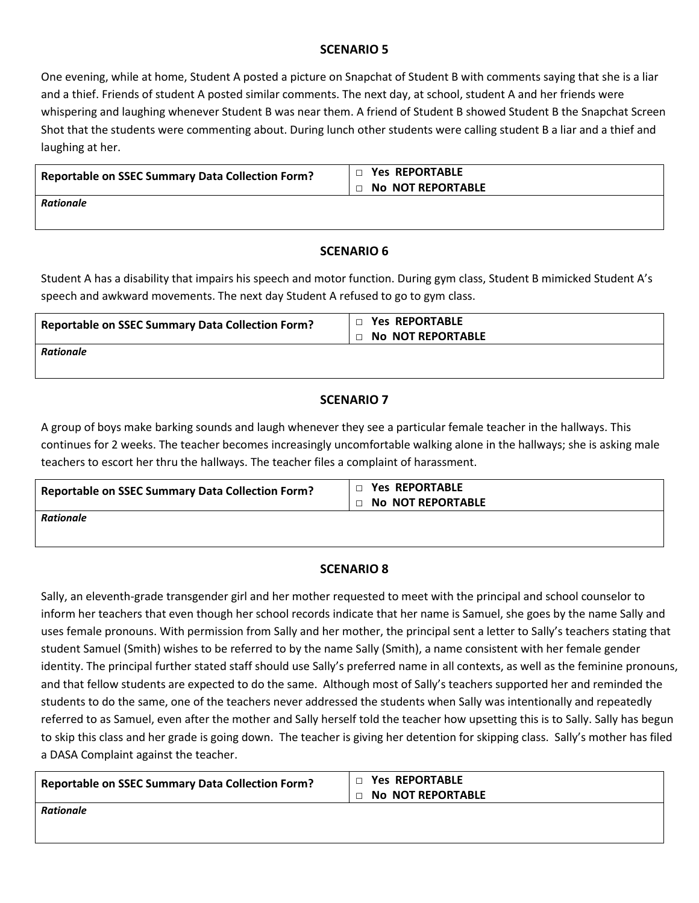## SCENARIO 5

One evening, while at home, Student A posted a picture on Snapchat of Student B with comments saying that she is a liar and a thief. Friends of student A posted similar comments. The next day, at school, student A and her friends were whispering and laughing whenever Student B was near them. A friend of Student B showed Student B the Snapchat Screen Shot that the students were commenting about. During lunch other students were calling student B a liar and a thief and laughing at her.

| **Reportable on SSEC Summary Data Collection Form?** | □ **Yes REPORTABLE**<br>□ **No NOT REPORTABLE** |
|---|---|
| ***Rationale*** | |

## SCENARIO 6

Student A has a disability that impairs his speech and motor function. During gym class, Student B mimicked Student A's speech and awkward movements. The next day Student A refused to go to gym class.

| **Reportable on SSEC Summary Data Collection Form?** | □ **Yes REPORTABLE**<br>□ **No NOT REPORTABLE** |
|---|---|
| ***Rationale*** | |

## SCENARIO 7

A group of boys make barking sounds and laugh whenever they see a particular female teacher in the hallways. This continues for 2 weeks. The teacher becomes increasingly uncomfortable walking alone in the hallways; she is asking male teachers to escort her thru the hallways. The teacher files a complaint of harassment.

| **Reportable on SSEC Summary Data Collection Form?** | □ **Yes REPORTABLE**<br>□ **No NOT REPORTABLE** |
|---|---|
| ***Rationale*** | |

## SCENARIO 8

Sally, an eleventh-grade transgender girl and her mother requested to meet with the principal and school counselor to inform her teachers that even though her school records indicate that her name is Samuel, she goes by the name Sally and uses female pronouns. With permission from Sally and her mother, the principal sent a letter to Sally's teachers stating that student Samuel (Smith) wishes to be referred to by the name Sally (Smith), a name consistent with her female gender identity. The principal further stated staff should use Sally's preferred name in all contexts, as well as the feminine pronouns, and that fellow students are expected to do the same. Although most of Sally's teachers supported her and reminded the students to do the same, one of the teachers never addressed the students when Sally was intentionally and repeatedly referred to as Samuel, even after the mother and Sally herself told the teacher how upsetting this is to Sally. Sally has begun to skip this class and her grade is going down. The teacher is giving her detention for skipping class. Sally's mother has filed a DASA Complaint against the teacher.

| **Reportable on SSEC Summary Data Collection Form?** | □ **Yes REPORTABLE**<br>□ **No NOT REPORTABLE** |
|---|---|
| ***Rationale*** | |